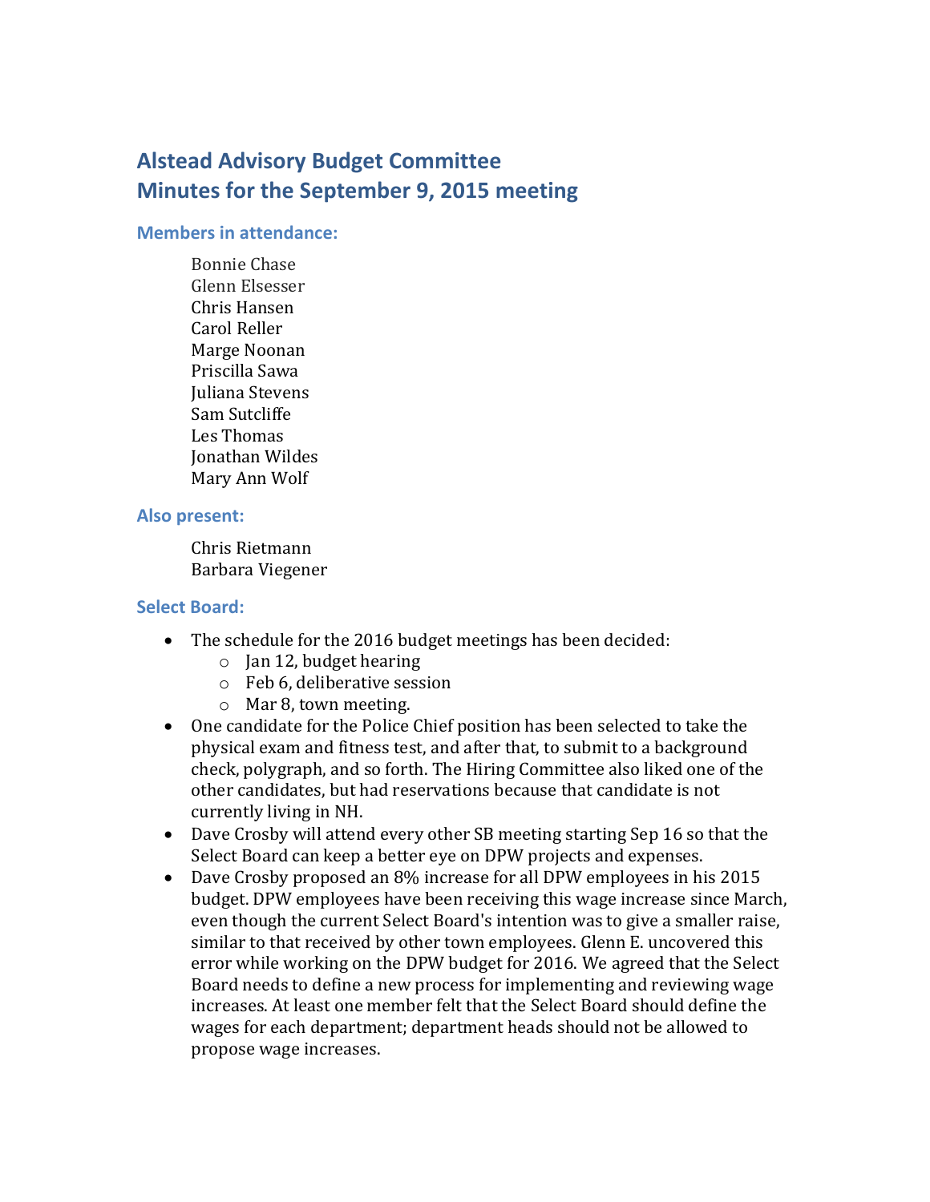# Alstead Advisory Budget Committee
# Minutes for the September 9, 2015 meeting

### Members in attendance:

Bonnie Chase
Glenn Elsesser
Chris Hansen
Carol Reller
Marge Noonan
Priscilla Sawa
Juliana Stevens
Sam Sutcliffe
Les Thomas
Jonathan Wildes
Mary Ann Wolf

### Also present:

Chris Rietmann
Barbara Viegener

### Select Board:

- The schedule for the 2016 budget meetings has been decided:
  - Jan 12, budget hearing
  - Feb 6, deliberative session
  - Mar 8, town meeting.
- One candidate for the Police Chief position has been selected to take the physical exam and fitness test, and after that, to submit to a background check, polygraph, and so forth. The Hiring Committee also liked one of the other candidates, but had reservations because that candidate is not currently living in NH.
- Dave Crosby will attend every other SB meeting starting Sep 16 so that the Select Board can keep a better eye on DPW projects and expenses.
- Dave Crosby proposed an 8% increase for all DPW employees in his 2015 budget. DPW employees have been receiving this wage increase since March, even though the current Select Board's intention was to give a smaller raise, similar to that received by other town employees. Glenn E. uncovered this error while working on the DPW budget for 2016. We agreed that the Select Board needs to define a new process for implementing and reviewing wage increases. At least one member felt that the Select Board should define the wages for each department; department heads should not be allowed to propose wage increases.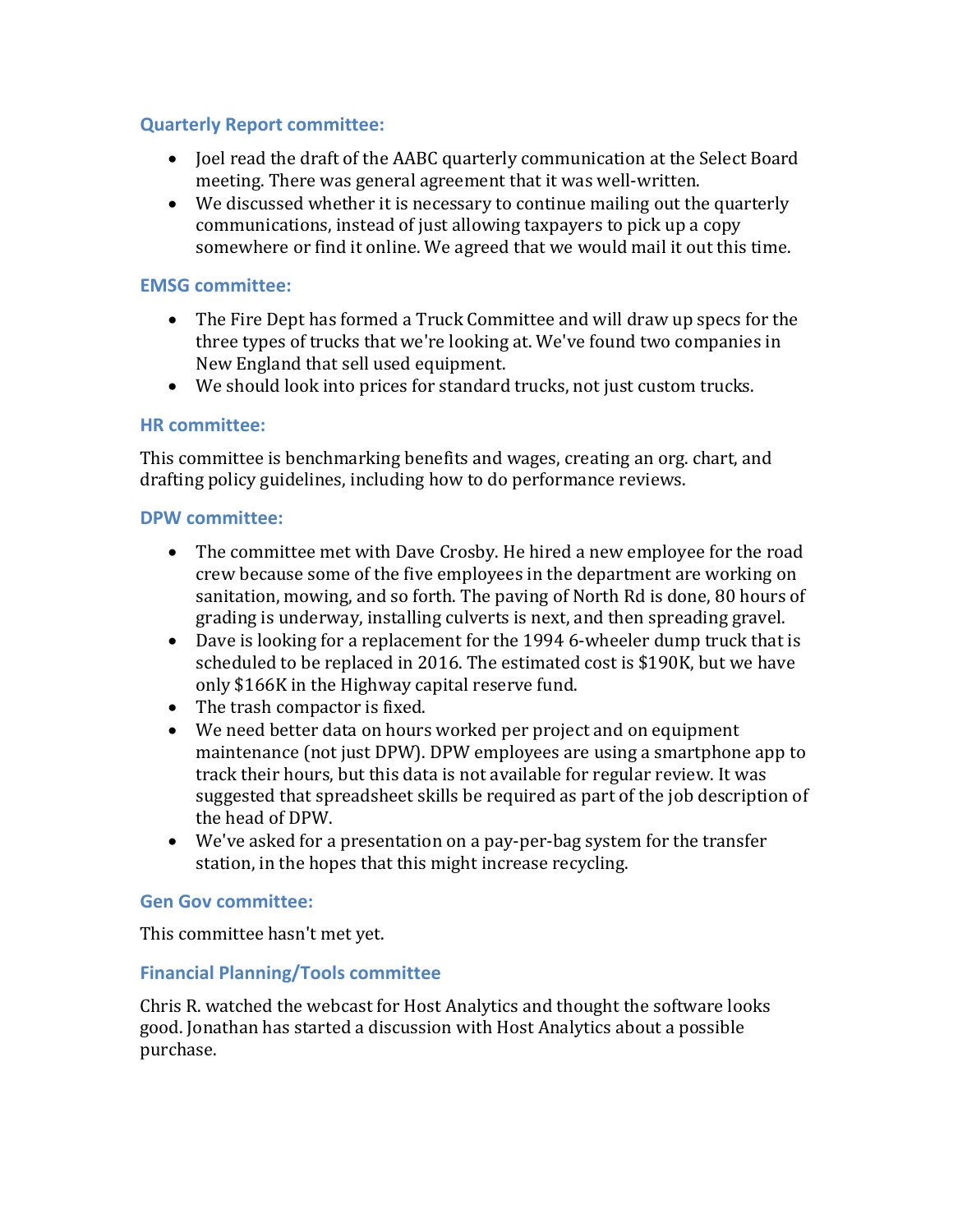### Quarterly Report committee:

- Joel read the draft of the AABC quarterly communication at the Select Board meeting. There was general agreement that it was well-written.
- We discussed whether it is necessary to continue mailing out the quarterly communications, instead of just allowing taxpayers to pick up a copy somewhere or find it online. We agreed that we would mail it out this time.

### EMSG committee:

- The Fire Dept has formed a Truck Committee and will draw up specs for the three types of trucks that we're looking at. We've found two companies in New England that sell used equipment.
- We should look into prices for standard trucks, not just custom trucks.

### HR committee:

This committee is benchmarking benefits and wages, creating an org. chart, and drafting policy guidelines, including how to do performance reviews.

### DPW committee:

- The committee met with Dave Crosby. He hired a new employee for the road crew because some of the five employees in the department are working on sanitation, mowing, and so forth. The paving of North Rd is done, 80 hours of grading is underway, installing culverts is next, and then spreading gravel.
- Dave is looking for a replacement for the 1994 6-wheeler dump truck that is scheduled to be replaced in 2016. The estimated cost is $190K, but we have only $166K in the Highway capital reserve fund.
- The trash compactor is fixed.
- We need better data on hours worked per project and on equipment maintenance (not just DPW). DPW employees are using a smartphone app to track their hours, but this data is not available for regular review. It was suggested that spreadsheet skills be required as part of the job description of the head of DPW.
- We've asked for a presentation on a pay-per-bag system for the transfer station, in the hopes that this might increase recycling.

### Gen Gov committee:

This committee hasn't met yet.

### Financial Planning/Tools committee

Chris R. watched the webcast for Host Analytics and thought the software looks good. Jonathan has started a discussion with Host Analytics about a possible purchase.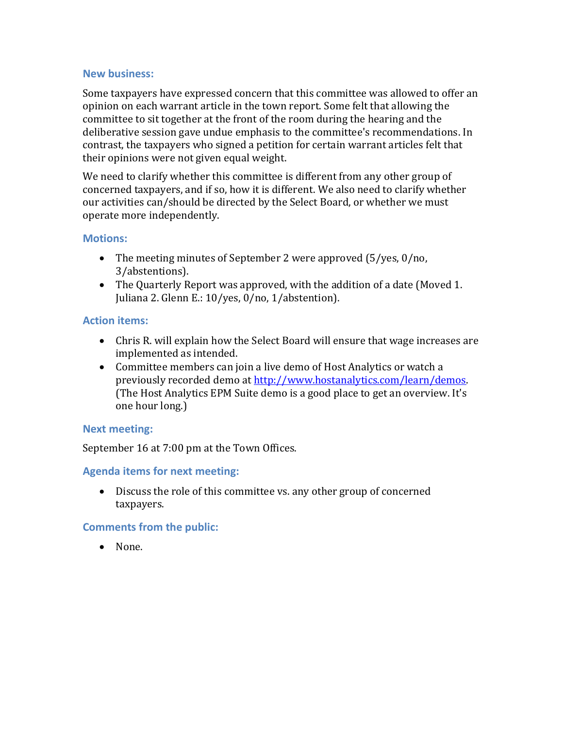### New business:

Some taxpayers have expressed concern that this committee was allowed to offer an opinion on each warrant article in the town report. Some felt that allowing the committee to sit together at the front of the room during the hearing and the deliberative session gave undue emphasis to the committee's recommendations. In contrast, the taxpayers who signed a petition for certain warrant articles felt that their opinions were not given equal weight.

We need to clarify whether this committee is different from any other group of concerned taxpayers, and if so, how it is different. We also need to clarify whether our activities can/should be directed by the Select Board, or whether we must operate more independently.

### Motions:

- The meeting minutes of September 2 were approved (5/yes, 0/no, 3/abstentions).
- The Quarterly Report was approved, with the addition of a date (Moved 1. Juliana 2. Glenn E.: 10/yes, 0/no, 1/abstention).

### Action items:

- Chris R. will explain how the Select Board will ensure that wage increases are implemented as intended.
- Committee members can join a live demo of Host Analytics or watch a previously recorded demo at [http://www.hostanalytics.com/learn/demos](http://www.hostanalytics.com/learn/demos). (The Host Analytics EPM Suite demo is a good place to get an overview. It's one hour long.)

### Next meeting:

September 16 at 7:00 pm at the Town Offices.

### Agenda items for next meeting:

- Discuss the role of this committee vs. any other group of concerned taxpayers.

### Comments from the public:

- None.